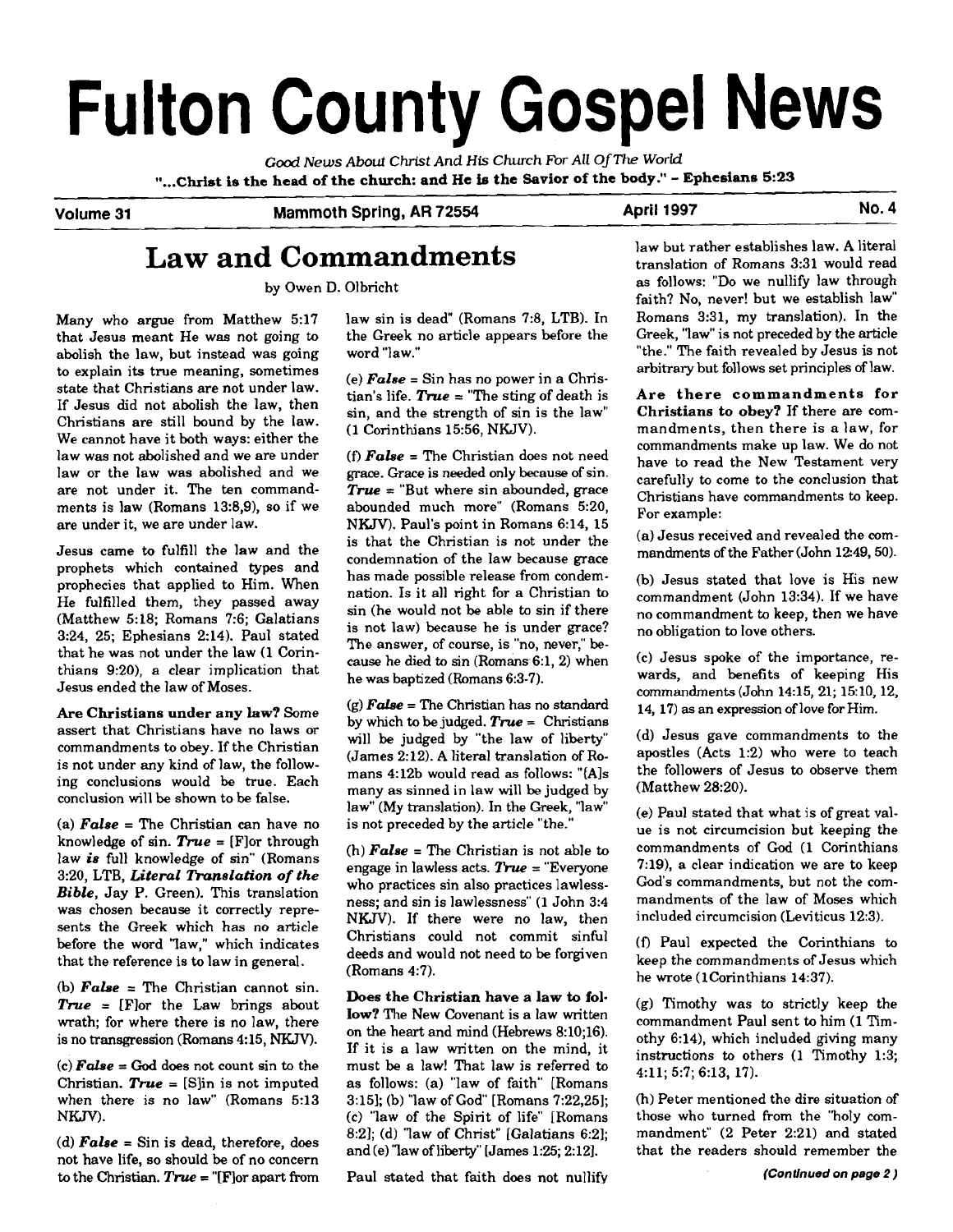# Fulton County Gospel News

*Good News About Christ And His Church For All Of The World*

**"...Christ is the head of the church: and He is the Savior of the body." - Ephesians 5:23**

**Volume 31 — Mammoth Spring, AR 72554 — April 1997 — No. 4**

## Law and Commandments

by Owen D. Olbricht

Many who argue from Matthew 5:17 that Jesus meant He was not going to abolish the law, but instead was going to explain its true meaning, sometimes state that Christians are not under law. If Jesus did not abolish the law, then Christians are still bound by the law. We cannot have it both ways: either the law was not abolished and we are under law or the law was abolished and we are not under it. The ten commandments is law (Romans 13:8,9), so if we are under it, we are under law.

Jesus came to fulfill the law and the prophets which contained types and prophecies that applied to Him. When He fulfilled them, they passed away (Matthew 5:18; Romans 7:6; Galatians 3:24, 25; Ephesians 2:14). Paul stated that he was not under the law (1 Corinthians 9:20), a clear implication that Jesus ended the law of Moses.

**Are Christians under any law?** Some assert that Christians have no laws or commandments to obey. If the Christian is not under any kind of law, the following conclusions would be true. Each conclusion will be shown to be false.

(a) ***False*** = The Christian can have no knowledge of sin. ***True*** = [F]or through law ***is*** full knowledge of sin" (Romans 3:20, LTB, ***Literal Translation of the Bible***, Jay P. Green). This translation was chosen because it correctly represents the Greek which has no article before the word "law," which indicates that the reference is to law in general.

(b) ***False*** = The Christian cannot sin. ***True*** = [F]or the Law brings about wrath; for where there is no law, there is no transgression (Romans 4:15, NKJV).

(c) ***False*** = God does not count sin to the Christian. ***True*** = [S]in is not imputed when there is no law" (Romans 5:13 NKJV).

(d) ***False*** = Sin is dead, therefore, does not have life, so should be of no concern to the Christian. ***True*** = "[F]or apart from law sin is dead" (Romans 7:8, LTB). In the Greek no article appears before the word "law."

(e) ***False*** = Sin has no power in a Christian's life. ***True*** = "The sting of death is sin, and the strength of sin is the law" (1 Corinthians 15:56, NKJV).

(f) ***False*** = The Christian does not need grace. Grace is needed only because of sin. ***True*** = "But where sin abounded, grace abounded much more" (Romans 5:20, NKJV). Paul's point in Romans 6:14, 15 is that the Christian is not under the condemnation of the law because grace has made possible release from condemnation. Is it all right for a Christian to sin (he would not be able to sin if there is not law) because he is under grace? The answer, of course, is "no, never," because he died to sin (Romans 6:1, 2) when he was baptized (Romans 6:3-7).

(g) ***False*** = The Christian has no standard by which to be judged. ***True*** = Christians will be judged by "the law of liberty" (James 2:12). A literal translation of Romans 4:12b would read as follows: "[A]s many as sinned in law will be judged by law" (My translation). In the Greek, "law" is not preceded by the article "the."

(h) ***False*** = The Christian is not able to engage in lawless acts. ***True*** = "Everyone who practices sin also practices lawlessness; and sin is lawlessness" (1 John 3:4 NKJV). If there were no law, then Christians could not commit sinful deeds and would not need to be forgiven (Romans 4:7).

**Does the Christian have a law to follow?** The New Covenant is a law written on the heart and mind (Hebrews 8:10;16). If it is a law written on the mind, it must be a law! That law is referred to as follows: (a) "law of faith" [Romans 3:15]; (b) "law of God" [Romans 7:22,25]; (c) "law of the Spirit of life" [Romans 8:2]; (d) "law of Christ" [Galatians 6:2]; and (e) "law of liberty" [James 1:25; 2:12].

Paul stated that faith does not nullify law but rather establishes law. A literal translation of Romans 3:31 would read as follows: "Do we nullify law through faith? No, never! but we establish law" Romans 3:31, my translation). In the Greek, "law" is not preceded by the article "the." The faith revealed by Jesus is not arbitrary but follows set principles of law.

**Are there commandments for Christians to obey?** If there are commandments, then there is a law, for commandments make up law. We do not have to read the New Testament very carefully to come to the conclusion that Christians have commandments to keep. For example:

(a) Jesus received and revealed the commandments of the Father (John 12:49, 50).

(b) Jesus stated that love is His new commandment (John 13:34). If we have no commandment to keep, then we have no obligation to love others.

(c) Jesus spoke of the importance, rewards, and benefits of keeping His commandments (John 14:15, 21; 15:10, 12, 14, 17) as an expression of love for Him.

(d) Jesus gave commandments to the apostles (Acts 1:2) who were to teach the followers of Jesus to observe them (Matthew 28:20).

(e) Paul stated that what is of great value is not circumcision but keeping the commandments of God (1 Corinthians 7:19), a clear indication we are to keep God's commandments, but not the commandments of the law of Moses which included circumcision (Leviticus 12:3).

(f) Paul expected the Corinthians to keep the commandments of Jesus which he wrote (1Corinthians 14:37).

(g) Timothy was to strictly keep the commandment Paul sent to him (1 Timothy 6:14), which included giving many instructions to others (1 Timothy 1:3; 4:11; 5:7; 6:13, 17).

(h) Peter mentioned the dire situation of those who turned from the "holy commandment" (2 Peter 2:21) and stated that the readers should remember the

*(Continued on page 2)*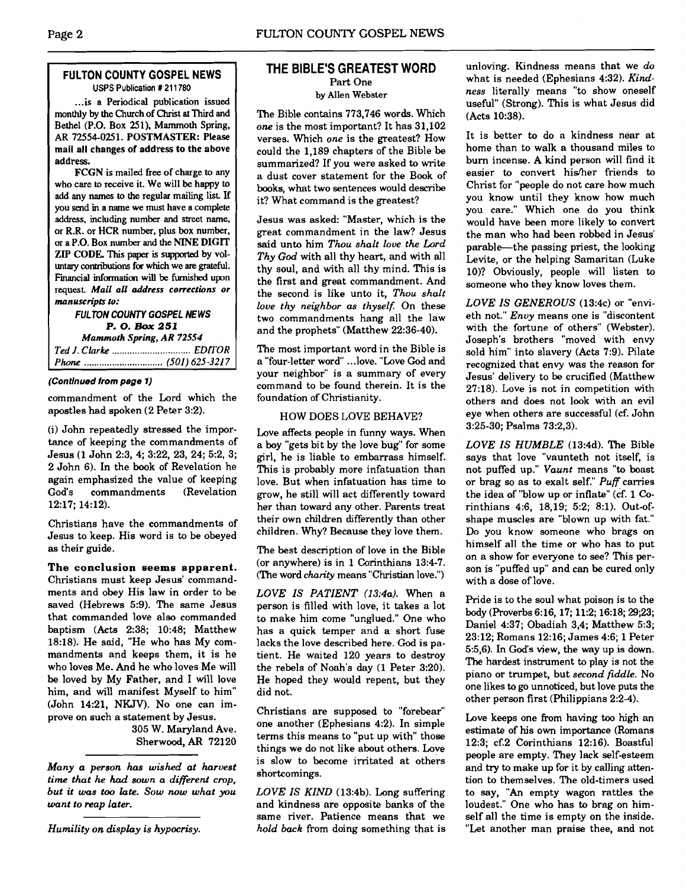## FULTON COUNTY GOSPEL NEWS

USPS Publication # 211780

...is a Periodical publication issued monthly by the Church of Christ at Third and Bethel (P.O. Box 251), Mammoth Spring, AR 72554-0251. **POSTMASTER: Please mail all changes of address to the above address.**

**FCGN** is mailed free of charge to any who care to receive it. We will be happy to add any names to the regular mailing list. If you send in a name we must have a complete address, including number and street name, or R.R. or HCR number, plus box number, or a P.O. Box number and the **NINE DIGIT ZIP CODE.** This paper is supported by voluntary contributions for which we are grateful. Financial information will be furnished upon request. ***Mail all address corrections or manuscripts to:***

***FULTON COUNTY GOSPEL NEWS***
***P. O. Box 251***
***Mammoth Spring, AR 72554***

*Ted J. Clarke ............................ EDITOR*
*Phone ............................ (501) 625-3217*

***(Continued from page 1)***

commandment of the Lord which the apostles had spoken (2 Peter 3:2).

(i) John repeatedly stressed the importance of keeping the commandments of Jesus (1 John 2:3, 4; 3:22, 23, 24; 5:2, 3; 2 John 6). In the book of Revelation he again emphasized the value of keeping God's commandments (Revelation 12:17; 14:12).

Christians have the commandments of Jesus to keep. His word is to be obeyed as their guide.

**The conclusion seems apparent.** Christians must keep Jesus' commandments and obey His law in order to be saved (Hebrews 5:9). The same Jesus that commanded love also commanded baptism (Acts 2:38; 10:48; Matthew 18:18). He said, "He who has My commandments and keeps them, it is he who loves Me. And he who loves Me will be loved by My Father, and I will love him, and will manifest Myself to him" (John 14:21, NKJV). No one can improve on such a statement by Jesus.

305 W. Maryland Ave.
Sherwood, AR 72120

---

*Many a person has wished at harvest time that he had sown a different crop, but it was too late. Sow now what you want to reap later.*

---

*Humility on display is hypocrisy.*

## THE BIBLE'S GREATEST WORD

Part One

by Allen Webster

The Bible contains 773,746 words. Which *one* is the most important? It has 31,102 verses. Which *one* is the greatest? How could the 1,189 chapters of the Bible be summarized? If you were asked to write a dust cover statement for the Book of books, what two sentences would describe it? What command is the greatest?

Jesus was asked: "Master, which is the great commandment in the law? Jesus said unto him *Thou shalt love the Lord Thy God* with all thy heart, and with all thy soul, and with all thy mind. This is the first and great commandment. And the second is like unto it, *Thou shalt love thy neighbor as thyself.* On these two commandments hang all the law and the prophets" (Matthew 22:36-40).

The most important word in the Bible is a "four-letter word" ...love. "Love God and your neighbor" is a summary of every command to be found therein. It is the foundation of Christianity.

### HOW DOES LOVE BEHAVE?

Love affects people in funny ways. When a boy "gets bit by the love bug" for some girl, he is liable to embarrass himself. This is probably more infatuation than love. But when infatuation has time to grow, he still will act differently toward her than toward any other. Parents treat their own children differently than other children. Why? Because they love them.

The best description of love in the Bible (or anywhere) is in 1 Corinthians 13:4-7. (The word *charity* means "Christian love.")

*LOVE IS PATIENT (13:4a).* When a person is filled with love, it takes a lot to make him come "unglued." One who has a quick temper and a short fuse lacks the love described here. God is patient. He waited 120 years to destroy the rebels of Noah's day (1 Peter 3:20). He hoped they would repent, but they did not.

Christians are supposed to "forebear" one another (Ephesians 4:2). In simple terms this means to "put up with" those things we do not like about others. Love is slow to become irritated at others shortcomings.

*LOVE IS KIND* (13:4b). Long suffering and kindness are opposite banks of the same river. Patience means that we *hold back* from doing something that is unloving. Kindness means that we *do* what is needed (Ephesians 4:32). *Kindness* literally means "to show oneself useful" (Strong). This is what Jesus did (Acts 10:38).

It is better to do a kindness near at home than to walk a thousand miles to burn incense. A kind person will find it easier to convert his/her friends to Christ for "people do not care how much you know until they know how much you care." Which one do you think would have been more likely to convert the man who had been robbed in Jesus' parable—the passing priest, the looking Levite, or the helping Samaritan (Luke 10)? Obviously, people will listen to someone who they know loves them.

*LOVE IS GENEROUS* (13:4c) or "envieth not." *Envy* means one is "discontent with the fortune of others" (Webster). Joseph's brothers "moved with envy sold him" into slavery (Acts 7:9). Pilate recognized that envy was the reason for Jesus' delivery to be crucified (Matthew 27:18). Love is not in competition with others and does not look with an evil eye when others are successful (cf. John 3:25-30; Psalms 73:2,3).

*LOVE IS HUMBLE* (13:4d). The Bible says that love "vaunteth not itself, is not puffed up." *Vaunt* means "to boast or brag so as to exalt self." *Puff* carries the idea of "blow up or inflate" (cf. 1 Corinthians 4:6, 18,19; 5:2; 8:1). Out-of-shape muscles are "blown up with fat." Do you know someone who brags on himself all the time or who has to put on a show for everyone to see? This person is "puffed up" and can be cured only with a dose of love.

Pride is to the soul what poison is to the body (Proverbs 6:16, 17; 11:2; 16:18; 29;23; Daniel 4:37; Obadiah 3,4; Matthew 5:3; 23:12; Romans 12:16; James 4:6; 1 Peter 5:5,6). In God's view, the way up is down. The hardest instrument to play is not the piano or trumpet, but *second fiddle.* No one likes to go unnoticed, but love puts the other person first (Philippians 2:2-4).

Love keeps one from having too high an estimate of his own importance (Romans 12:3; cf.2 Corinthians 12:16). Boastful people are empty. They lack self-esteem and try to make up for it by calling attention to themselves. The old-timers used to say, "An empty wagon rattles the loudest." One who has to brag on himself all the time is empty on the inside. "Let another man praise thee, and not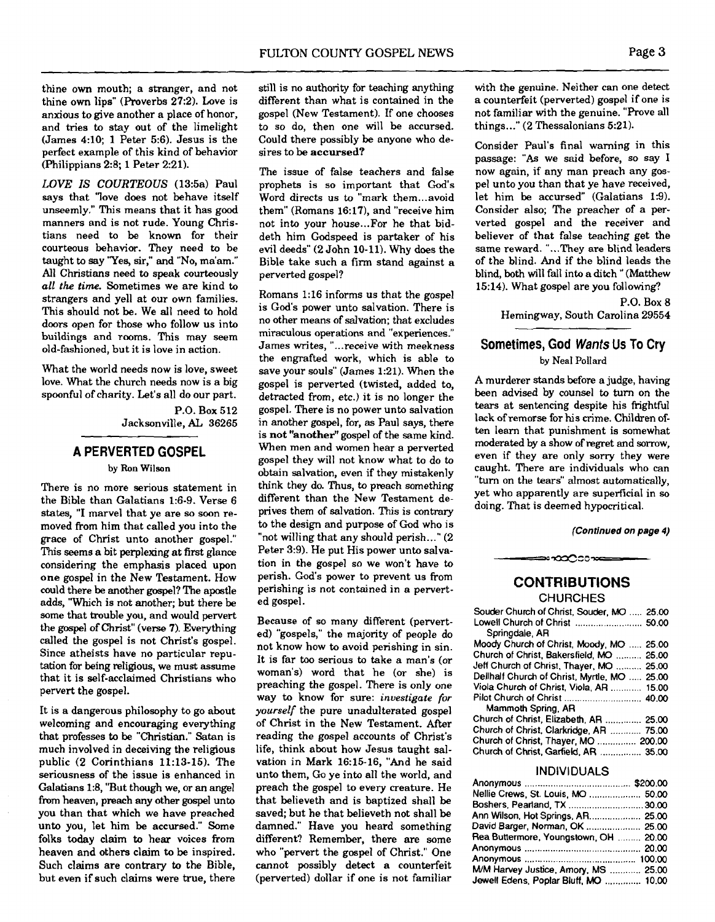thine own mouth; a stranger, and not thine own lips" (Proverbs 27:2). Love is anxious to give another a place of honor, and tries to stay out of the limelight (James 4:10; 1 Peter 5:6). Jesus is the perfect example of this kind of behavior (Philippians 2:8; 1 Peter 2:21).

*LOVE IS COURTEOUS* (13:5a) Paul says that "love does not behave itself unseemly." This means that it has good manners and is not rude. Young Christians need to be known for their courteous behavior. They need to be taught to say "Yes, sir," and "No, ma'am." All Christians need to speak courteously *all the time.* Sometimes we are kind to strangers and yell at our own families. This should not be. We all need to hold doors open for those who follow us into buildings and rooms. This may seem old-fashioned, but it is love in action.

What the world needs now is love, sweet love. What the church needs now is a big spoonful of charity. Let's all do our part.

P.O. Box 512
Jacksonville, AL 36265

## A PERVERTED GOSPEL

by Ron Wilson

There is no more serious statement in the Bible than Galatians 1:6-9. Verse 6 states, "I marvel that ye are so soon removed from him that called you into the grace of Christ unto another gospel." This seems a bit perplexing at first glance considering the emphasis placed upon one gospel in the New Testament. How could there be another gospel? The apostle adds, "Which is not another; but there be some that trouble you, and would pervert the gospel of Christ" (verse 7). Everything called the gospel is not Christ's gospel. Since atheists have no particular reputation for being religious, we must assume that it is self-acclaimed Christians who pervert the gospel.

It is a dangerous philosophy to go about welcoming and encouraging everything that professes to be "Christian." Satan is much involved in deceiving the religious public (2 Corinthians 11:13-15). The seriousness of the issue is enhanced in Galatians 1:8, "But though we, or an angel from heaven, preach any other gospel unto you than that which we have preached unto you, let him be accursed." Some folks today claim to hear voices from heaven and others claim to be inspired. Such claims are contrary to the Bible, but even if such claims were true, there still is no authority for teaching anything different than what is contained in the gospel (New Testament). If one chooses to so do, then one will be accursed. Could there possibly be anyone who desires to be **accursed?**

The issue of false teachers and false prophets is so important that God's Word directs us to "mark them...avoid them" (Romans 16:17), and "receive him not into your house...For he that biddeth him Godspeed is partaker of his evil deeds" (2 John 10-11). Why does the Bible take such a firm stand against a perverted gospel?

Romans 1:16 informs us that the gospel is God's power unto salvation. There is no other means of salvation; that excludes miraculous operations and "experiences." James writes, "...receive with meekness the engrafted work, which is able to save your souls" (James 1:21). When the gospel is perverted (twisted, added to, detracted from, etc.) it is no longer the gospel. There is no power unto salvation in another gospel, for, as Paul says, there is **not "another"** gospel of the same kind. When men and women hear a perverted gospel they will not know what to do to obtain salvation, even if they mistakenly think they do. Thus, to preach something different than the New Testament deprives them of salvation. This is contrary to the design and purpose of God who is "not willing that any should perish..." (2 Peter 3:9). He put His power unto salvation in the gospel so we won't have to perish. God's power to prevent us from perishing is not contained in a perverted gospel.

Because of so many different (perverted) "gospels," the majority of people do not know how to avoid perishing in sin. It is far too serious to take a man's (or woman's) word that he (or she) is preaching the gospel. There is only one way to know for sure: *investigate for yourself* the pure unadulterated gospel of Christ in the New Testament. After reading the gospel accounts of Christ's life, think about how Jesus taught salvation in Mark 16:15-16, "And he said unto them, Go ye into all the world, and preach the gospel to every creature. He that believeth and is baptized shall be saved; but he that believeth not shall be damned." Have you heard something different? Remember, there are some who "pervert the gospel of Christ." One cannot possibly detect a counterfeit (perverted) dollar if one is not familiar with the genuine. Neither can one detect a counterfeit (perverted) gospel if one is not familiar with the genuine. "Prove all things..." (2 Thessalonians 5:21).

Consider Paul's final warning in this passage: "As we said before, so say I now again, if any man preach any gospel unto you than that ye have received, let him be accursed" (Galatians 1:9). Consider also; The preacher of a perverted gospel and the receiver and believer of that false teaching get the same reward. "...They are blind leaders of the blind. And if the blind leads the blind, both will fall into a ditch" (Matthew 15:14). What gospel are you following?

P.O. Box 8
Hemingway, South Carolina 29554

## Sometimes, God *Wants* Us To Cry

by Neal Pollard

A murderer stands before a judge, having been advised by counsel to turn on the tears at sentencing despite his frightful lack of remorse for his crime. Children often learn that punishment is somewhat moderated by a show of regret and sorrow, even if they are only sorry they were caught. There are individuals who can "turn on the tears" almost automatically, yet who apparently are superficial in so doing. That is deemed hypocritical.

*(Continued on page 4)*

## CONTRIBUTIONS

### CHURCHES

| | |
|---|---|
| Souder Church of Christ, Souder, MO | 25.00 |
| Lowell Church of Christ Springdale, AR | 50.00 |
| Moody Church of Christ, Moody, MO | 25.00 |
| Church of Christ, Bakersfield, MO | 25.00 |
| Jeff Church of Christ, Thayer, MO | 25.00 |
| Dellhalf Church of Christ, Myrtle, MO | 25.00 |
| Viola Church of Christ, Viola, AR | 15.00 |
| Pilot Church of Christ Mammoth Spring, AR | 40.00 |
| Church of Christ, Elizabeth, AR | 25.00 |
| Church of Christ, Clarkridge, AR | 75.00 |
| Church of Christ, Thayer, MO | 200.00 |
| Church of Christ, Garfield, AR | 35.00 |

### INDIVIDUALS

| | |
|---|---|
| Anonymous | $200.00 |
| Nellie Crews, St. Louis, MO | 50.00 |
| Boshers, Pearland, TX | 30.00 |
| Ann Wilson, Hot Springs, AR | 25.00 |
| David Barger, Norman, OK | 25.00 |
| Rea Buttermore, Youngstown, OH | 20.00 |
| Anonymous | 20.00 |
| Anonymous | 100.00 |
| M/M Harvey Justice, Amory, MS | 25.00 |
| Jewell Edens, Poplar Bluff, MO | 10.00 |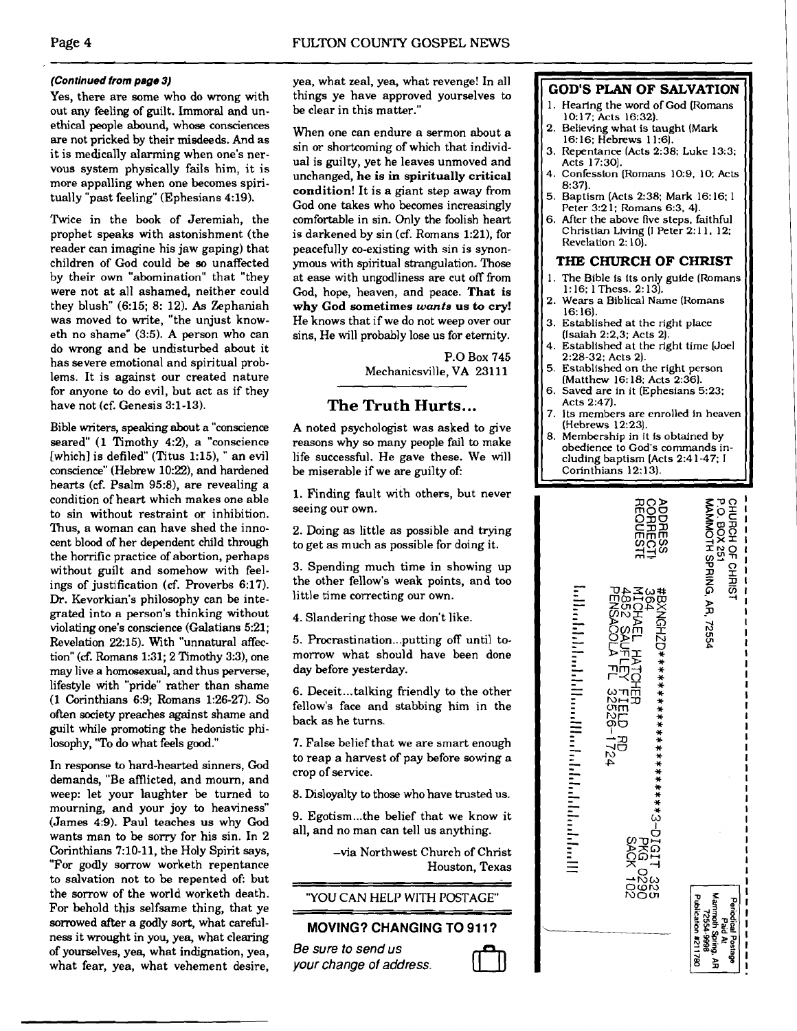*(Continued from page 3)*

Yes, there are some who do wrong with out any feeling of guilt. Immoral and unethical people abound, whose consciences are not pricked by their misdeeds. And as it is medically alarming when one's nervous system physically fails him, it is more appalling when one becomes spiritually "past feeling" (Ephesians 4:19).

Twice in the book of Jeremiah, the prophet speaks with astonishment (the reader can imagine his jaw gaping) that children of God could be so unaffected by their own "abomination" that "they were not at all ashamed, neither could they blush" (6:15; 8: 12). As Zephaniah was moved to write, "the unjust knoweth no shame" (3:5). A person who can do wrong and be undisturbed about it has severe emotional and spiritual problems. It is against our created nature for anyone to do evil, but act as if they have not (cf. Genesis 3:1-13).

Bible writers, speaking about a "conscience seared" (1 Timothy 4:2), a "conscience [which] is defiled" (Titus 1:15), " an evil conscience" (Hebrew 10:22), and hardened hearts (cf. Psalm 95:8), are revealing a condition of heart which makes one able to sin without restraint or inhibition. Thus, a woman can have shed the innocent blood of her dependent child through the horrific practice of abortion, perhaps without guilt and somehow with feelings of justification (cf. Proverbs 6:17). Dr. Kevorkian's philosophy can be integrated into a person's thinking without violating one's conscience (Galatians 5:21; Revelation 22:15). With "unnatural affection" (cf. Romans 1:31; 2 Timothy 3:3), one may live a homosexual, and thus perverse, lifestyle with "pride" rather than shame (1 Corinthians 6:9; Romans 1:26-27). So often society preaches against shame and guilt while promoting the hedonistic philosophy, "To do what feels good."

In response to hard-hearted sinners, God demands, "Be afflicted, and mourn, and weep: let your laughter be turned to mourning, and your joy to heaviness" (James 4:9). Paul teaches us why God wants man to be sorry for his sin. In 2 Corinthians 7:10-11, the Holy Spirit says, "For godly sorrow worketh repentance to salvation not to be repented of: but the sorrow of the world worketh death. For behold this selfsame thing, that ye sorrowed after a godly sort, what carefulness it wrought in you, yea, what clearing of yourselves, yea, what indignation, yea, what fear, yea, what vehement desire, yea, what zeal, yea, what revenge! In all things ye have approved yourselves to be clear in this matter."

When one can endure a sermon about a sin or shortcoming of which that individual is guilty, yet he leaves unmoved and unchanged, **he is in spiritually critical condition!** It is a giant step away from God one takes who becomes increasingly comfortable in sin. Only the foolish heart is darkened by sin (cf. Romans 1:21), for peacefully co-existing with sin is synonymous with spiritual strangulation. Those at ease with ungodliness are cut off from God, hope, heaven, and peace. **That is why God sometimes *wants* us to cry!** He knows that if we do not weep over our sins, He will probably lose us for eternity.

P.O Box 745
Mechanicsville, VA 23111

## The Truth Hurts...

A noted psychologist was asked to give reasons why so many people fail to make life successful. He gave these. We will be miserable if we are guilty of:

1. Finding fault with others, but never seeing our own.

2. Doing as little as possible and trying to get as much as possible for doing it.

3. Spending much time in showing up the other fellow's weak points, and too little time correcting our own.

4. Slandering those we don't like.

5. Procrastination...putting off until tomorrow what should have been done day before yesterday.

6. Deceit...talking friendly to the other fellow's face and stabbing him in the back as he turns.

7. False belief that we are smart enough to reap a harvest of pay before sowing a crop of service.

8. Disloyalty to those who have trusted us.

9. Egotism...the belief that we know it all, and no man can tell us anything.

–via Northwest Church of Christ
Houston, Texas

"YOU CAN HELP WITH POSTAGE"

**MOVING? CHANGING TO 911?**

*Be sure to send us your change of address.*

### GOD'S PLAN OF SALVATION

1. Hearing the word of God (Romans 10:17; Acts 16:32).
2. Believing what is taught (Mark 16:16; Hebrews 11:6).
3. Repentance (Acts 2:38; Luke 13:3; Acts 17:30).
4. Confession (Romans 10:9, 10; Acts 8:37).
5. Baptism (Acts 2:38; Mark 16:16; 1 Peter 3:21; Romans 6:3, 4).
6. After the above five steps, faithful Christian Living (I Peter 2:11, 12; Revelation 2:10).

### THE CHURCH OF CHRIST

1. The Bible is its only guide (Romans 1:16; 1 Thess. 2:13).
2. Wears a Biblical Name (Romans 16:16).
3. Established at the right place (Isaiah 2:2,3; Acts 2).
4. Established at the right time (Joel 2:28-32; Acts 2).
5. Established on the right person (Matthew 16:18; Acts 2:36).
6. Saved are in it (Ephesians 5:23; Acts 2:47).
7. Its members are enrolled in heaven (Hebrews 12:23).
8. Membership in it is obtained by obedience to God's commands including baptism (Acts 2:41-47; I Corinthians 12:13).

CHURCH OF CHRIST
P.O. BOX 251
MAMMOTH SPRING, AR 72554

ADDRESS CORRECTION REQUESTED

Periodical Postage Paid At Mammoth Spring, AR 72554-9998 Publication #211780

#BXNGHZD***************3-DIGIT 325
364 PKG 0290
MICHAEL HATCHER SACK 102
4852 SAUFLEY FIELD RD
PENSACOLA FL 32526-1724